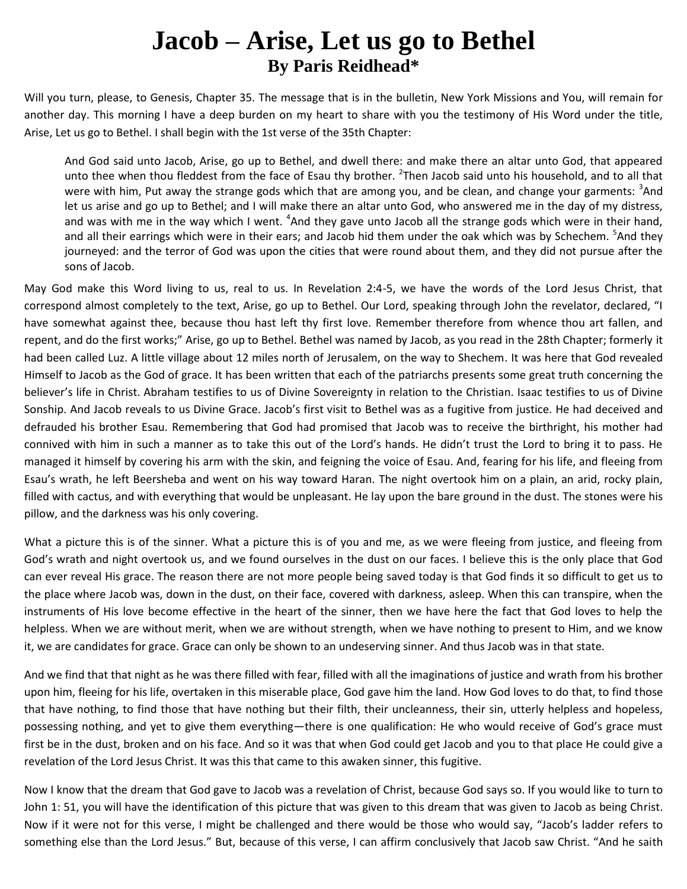# Jacob – Arise, Let us go to Bethel

## By Paris Reidhead*

Will you turn, please, to Genesis, Chapter 35. The message that is in the bulletin, New York Missions and You, will remain for another day. This morning I have a deep burden on my heart to share with you the testimony of His Word under the title, Arise, Let us go to Bethel. I shall begin with the 1st verse of the 35th Chapter:

> And God said unto Jacob, Arise, go up to Bethel, and dwell there: and make there an altar unto God, that appeared unto thee when thou fleddest from the face of Esau thy brother. [2]Then Jacob said unto his household, and to all that were with him, Put away the strange gods which that are among you, and be clean, and change your garments: [3]And let us arise and go up to Bethel; and I will make there an altar unto God, who answered me in the day of my distress, and was with me in the way which I went. [4]And they gave unto Jacob all the strange gods which were in their hand, and all their earrings which were in their ears; and Jacob hid them under the oak which was by Schechem. [5]And they journeyed: and the terror of God was upon the cities that were round about them, and they did not pursue after the sons of Jacob.

May God make this Word living to us, real to us. In Revelation 2:4-5, we have the words of the Lord Jesus Christ, that correspond almost completely to the text, Arise, go up to Bethel. Our Lord, speaking through John the revelator, declared, "I have somewhat against thee, because thou hast left thy first love. Remember therefore from whence thou art fallen, and repent, and do the first works;" Arise, go up to Bethel. Bethel was named by Jacob, as you read in the 28th Chapter; formerly it had been called Luz. A little village about 12 miles north of Jerusalem, on the way to Shechem. It was here that God revealed Himself to Jacob as the God of grace. It has been written that each of the patriarchs presents some great truth concerning the believer's life in Christ. Abraham testifies to us of Divine Sovereignty in relation to the Christian. Isaac testifies to us of Divine Sonship. And Jacob reveals to us Divine Grace. Jacob's first visit to Bethel was as a fugitive from justice. He had deceived and defrauded his brother Esau. Remembering that God had promised that Jacob was to receive the birthright, his mother had connived with him in such a manner as to take this out of the Lord's hands. He didn't trust the Lord to bring it to pass. He managed it himself by covering his arm with the skin, and feigning the voice of Esau. And, fearing for his life, and fleeing from Esau's wrath, he left Beersheba and went on his way toward Haran. The night overtook him on a plain, an arid, rocky plain, filled with cactus, and with everything that would be unpleasant. He lay upon the bare ground in the dust. The stones were his pillow, and the darkness was his only covering.

What a picture this is of the sinner. What a picture this is of you and me, as we were fleeing from justice, and fleeing from God's wrath and night overtook us, and we found ourselves in the dust on our faces. I believe this is the only place that God can ever reveal His grace. The reason there are not more people being saved today is that God finds it so difficult to get us to the place where Jacob was, down in the dust, on their face, covered with darkness, asleep. When this can transpire, when the instruments of His love become effective in the heart of the sinner, then we have here the fact that God loves to help the helpless. When we are without merit, when we are without strength, when we have nothing to present to Him, and we know it, we are candidates for grace. Grace can only be shown to an undeserving sinner. And thus Jacob was in that state.

And we find that that night as he was there filled with fear, filled with all the imaginations of justice and wrath from his brother upon him, fleeing for his life, overtaken in this miserable place, God gave him the land. How God loves to do that, to find those that have nothing, to find those that have nothing but their filth, their uncleanness, their sin, utterly helpless and hopeless, possessing nothing, and yet to give them everything—there is one qualification: He who would receive of God's grace must first be in the dust, broken and on his face. And so it was that when God could get Jacob and you to that place He could give a revelation of the Lord Jesus Christ. It was this that came to this awaken sinner, this fugitive.

Now I know that the dream that God gave to Jacob was a revelation of Christ, because God says so. If you would like to turn to John 1: 51, you will have the identification of this picture that was given to this dream that was given to Jacob as being Christ. Now if it were not for this verse, I might be challenged and there would be those who would say, "Jacob's ladder refers to something else than the Lord Jesus." But, because of this verse, I can affirm conclusively that Jacob saw Christ. "And he saith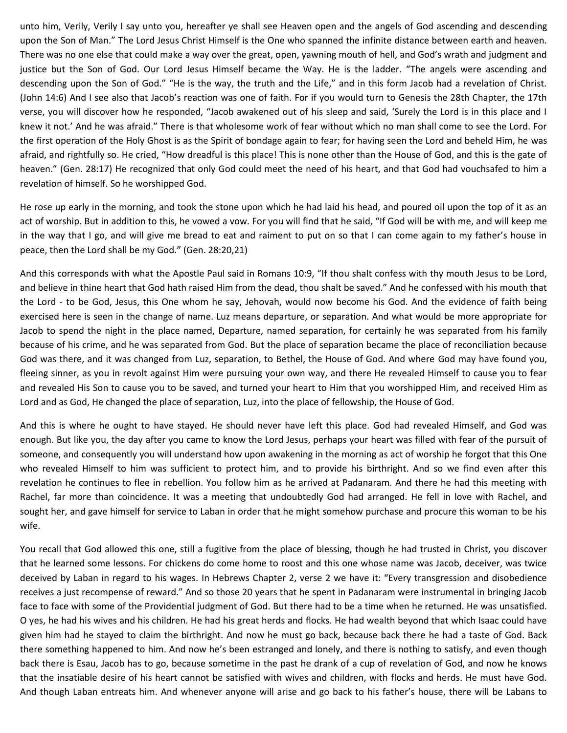unto him, Verily, Verily I say unto you, hereafter ye shall see Heaven open and the angels of God ascending and descending upon the Son of Man." The Lord Jesus Christ Himself is the One who spanned the infinite distance between earth and heaven. There was no one else that could make a way over the great, open, yawning mouth of hell, and God's wrath and judgment and justice but the Son of God. Our Lord Jesus Himself became the Way. He is the ladder. "The angels were ascending and descending upon the Son of God." "He is the way, the truth and the Life," and in this form Jacob had a revelation of Christ. (John 14:6) And I see also that Jacob's reaction was one of faith. For if you would turn to Genesis the 28th Chapter, the 17th verse, you will discover how he responded, "Jacob awakened out of his sleep and said, 'Surely the Lord is in this place and I knew it not.' And he was afraid." There is that wholesome work of fear without which no man shall come to see the Lord. For the first operation of the Holy Ghost is as the Spirit of bondage again to fear; for having seen the Lord and beheld Him, he was afraid, and rightfully so. He cried, "How dreadful is this place! This is none other than the House of God, and this is the gate of heaven." (Gen. 28:17) He recognized that only God could meet the need of his heart, and that God had vouchsafed to him a revelation of himself. So he worshipped God.

He rose up early in the morning, and took the stone upon which he had laid his head, and poured oil upon the top of it as an act of worship. But in addition to this, he vowed a vow. For you will find that he said, "If God will be with me, and will keep me in the way that I go, and will give me bread to eat and raiment to put on so that I can come again to my father's house in peace, then the Lord shall be my God." (Gen. 28:20,21)

And this corresponds with what the Apostle Paul said in Romans 10:9, "If thou shalt confess with thy mouth Jesus to be Lord, and believe in thine heart that God hath raised Him from the dead, thou shalt be saved." And he confessed with his mouth that the Lord - to be God, Jesus, this One whom he say, Jehovah, would now become his God. And the evidence of faith being exercised here is seen in the change of name. Luz means departure, or separation. And what would be more appropriate for Jacob to spend the night in the place named, Departure, named separation, for certainly he was separated from his family because of his crime, and he was separated from God. But the place of separation became the place of reconciliation because God was there, and it was changed from Luz, separation, to Bethel, the House of God. And where God may have found you, fleeing sinner, as you in revolt against Him were pursuing your own way, and there He revealed Himself to cause you to fear and revealed His Son to cause you to be saved, and turned your heart to Him that you worshipped Him, and received Him as Lord and as God, He changed the place of separation, Luz, into the place of fellowship, the House of God.

And this is where he ought to have stayed. He should never have left this place. God had revealed Himself, and God was enough. But like you, the day after you came to know the Lord Jesus, perhaps your heart was filled with fear of the pursuit of someone, and consequently you will understand how upon awakening in the morning as act of worship he forgot that this One who revealed Himself to him was sufficient to protect him, and to provide his birthright. And so we find even after this revelation he continues to flee in rebellion. You follow him as he arrived at Padanaram. And there he had this meeting with Rachel, far more than coincidence. It was a meeting that undoubtedly God had arranged. He fell in love with Rachel, and sought her, and gave himself for service to Laban in order that he might somehow purchase and procure this woman to be his wife.

You recall that God allowed this one, still a fugitive from the place of blessing, though he had trusted in Christ, you discover that he learned some lessons. For chickens do come home to roost and this one whose name was Jacob, deceiver, was twice deceived by Laban in regard to his wages. In Hebrews Chapter 2, verse 2 we have it: "Every transgression and disobedience receives a just recompense of reward." And so those 20 years that he spent in Padanaram were instrumental in bringing Jacob face to face with some of the Providential judgment of God. But there had to be a time when he returned. He was unsatisfied. O yes, he had his wives and his children. He had his great herds and flocks. He had wealth beyond that which Isaac could have given him had he stayed to claim the birthright. And now he must go back, because back there he had a taste of God. Back there something happened to him. And now he's been estranged and lonely, and there is nothing to satisfy, and even though back there is Esau, Jacob has to go, because sometime in the past he drank of a cup of revelation of God, and now he knows that the insatiable desire of his heart cannot be satisfied with wives and children, with flocks and herds. He must have God. And though Laban entreats him. And whenever anyone will arise and go back to his father's house, there will be Labans to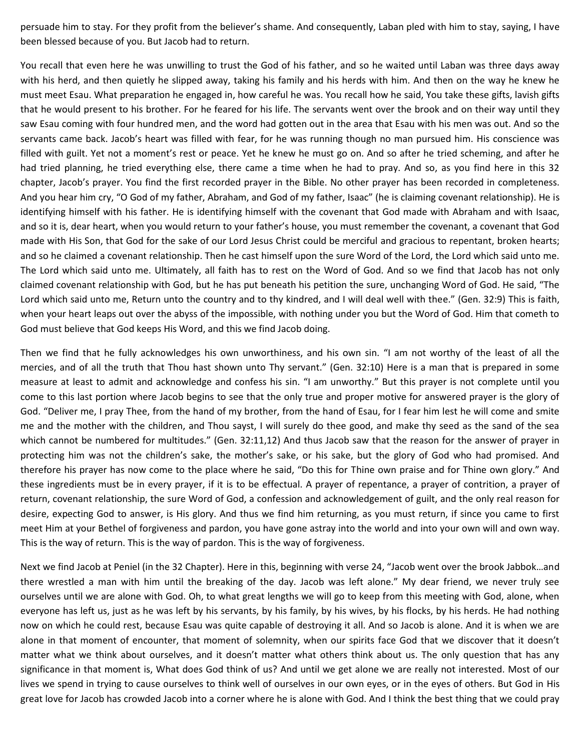persuade him to stay. For they profit from the believer's shame. And consequently, Laban pled with him to stay, saying, I have been blessed because of you. But Jacob had to return.

You recall that even here he was unwilling to trust the God of his father, and so he waited until Laban was three days away with his herd, and then quietly he slipped away, taking his family and his herds with him. And then on the way he knew he must meet Esau. What preparation he engaged in, how careful he was. You recall how he said, You take these gifts, lavish gifts that he would present to his brother. For he feared for his life. The servants went over the brook and on their way until they saw Esau coming with four hundred men, and the word had gotten out in the area that Esau with his men was out. And so the servants came back. Jacob's heart was filled with fear, for he was running though no man pursued him. His conscience was filled with guilt. Yet not a moment's rest or peace. Yet he knew he must go on. And so after he tried scheming, and after he had tried planning, he tried everything else, there came a time when he had to pray. And so, as you find here in this 32 chapter, Jacob's prayer. You find the first recorded prayer in the Bible. No other prayer has been recorded in completeness. And you hear him cry, "O God of my father, Abraham, and God of my father, Isaac" (he is claiming covenant relationship). He is identifying himself with his father. He is identifying himself with the covenant that God made with Abraham and with Isaac, and so it is, dear heart, when you would return to your father's house, you must remember the covenant, a covenant that God made with His Son, that God for the sake of our Lord Jesus Christ could be merciful and gracious to repentant, broken hearts; and so he claimed a covenant relationship. Then he cast himself upon the sure Word of the Lord, the Lord which said unto me. The Lord which said unto me. Ultimately, all faith has to rest on the Word of God. And so we find that Jacob has not only claimed covenant relationship with God, but he has put beneath his petition the sure, unchanging Word of God. He said, "The Lord which said unto me, Return unto the country and to thy kindred, and I will deal well with thee." (Gen. 32:9) This is faith, when your heart leaps out over the abyss of the impossible, with nothing under you but the Word of God. Him that cometh to God must believe that God keeps His Word, and this we find Jacob doing.

Then we find that he fully acknowledges his own unworthiness, and his own sin. "I am not worthy of the least of all the mercies, and of all the truth that Thou hast shown unto Thy servant." (Gen. 32:10) Here is a man that is prepared in some measure at least to admit and acknowledge and confess his sin. "I am unworthy." But this prayer is not complete until you come to this last portion where Jacob begins to see that the only true and proper motive for answered prayer is the glory of God. "Deliver me, I pray Thee, from the hand of my brother, from the hand of Esau, for I fear him lest he will come and smite me and the mother with the children, and Thou sayst, I will surely do thee good, and make thy seed as the sand of the sea which cannot be numbered for multitudes." (Gen. 32:11,12) And thus Jacob saw that the reason for the answer of prayer in protecting him was not the children's sake, the mother's sake, or his sake, but the glory of God who had promised. And therefore his prayer has now come to the place where he said, "Do this for Thine own praise and for Thine own glory." And these ingredients must be in every prayer, if it is to be effectual. A prayer of repentance, a prayer of contrition, a prayer of return, covenant relationship, the sure Word of God, a confession and acknowledgement of guilt, and the only real reason for desire, expecting God to answer, is His glory. And thus we find him returning, as you must return, if since you came to first meet Him at your Bethel of forgiveness and pardon, you have gone astray into the world and into your own will and own way. This is the way of return. This is the way of pardon. This is the way of forgiveness.

Next we find Jacob at Peniel (in the 32 Chapter). Here in this, beginning with verse 24, "Jacob went over the brook Jabbok…and there wrestled a man with him until the breaking of the day. Jacob was left alone." My dear friend, we never truly see ourselves until we are alone with God. Oh, to what great lengths we will go to keep from this meeting with God, alone, when everyone has left us, just as he was left by his servants, by his family, by his wives, by his flocks, by his herds. He had nothing now on which he could rest, because Esau was quite capable of destroying it all. And so Jacob is alone. And it is when we are alone in that moment of encounter, that moment of solemnity, when our spirits face God that we discover that it doesn't matter what we think about ourselves, and it doesn't matter what others think about us. The only question that has any significance in that moment is, What does God think of us? And until we get alone we are really not interested. Most of our lives we spend in trying to cause ourselves to think well of ourselves in our own eyes, or in the eyes of others. But God in His great love for Jacob has crowded Jacob into a corner where he is alone with God. And I think the best thing that we could pray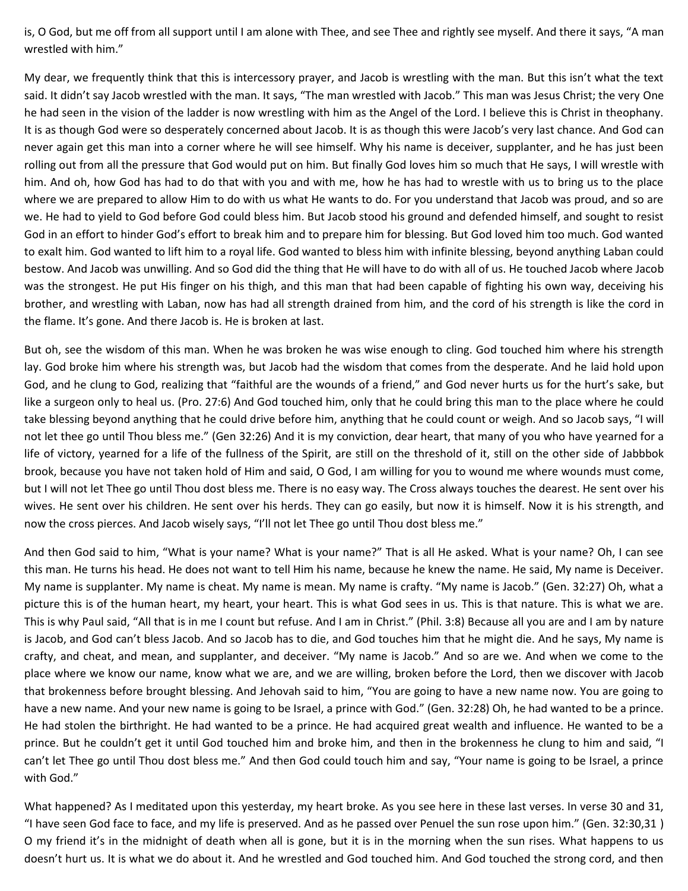is, O God, but me off from all support until I am alone with Thee, and see Thee and rightly see myself. And there it says, "A man wrestled with him."

My dear, we frequently think that this is intercessory prayer, and Jacob is wrestling with the man. But this isn't what the text said. It didn't say Jacob wrestled with the man. It says, "The man wrestled with Jacob." This man was Jesus Christ; the very One he had seen in the vision of the ladder is now wrestling with him as the Angel of the Lord. I believe this is Christ in theophany. It is as though God were so desperately concerned about Jacob. It is as though this were Jacob's very last chance. And God can never again get this man into a corner where he will see himself. Why his name is deceiver, supplanter, and he has just been rolling out from all the pressure that God would put on him. But finally God loves him so much that He says, I will wrestle with him. And oh, how God has had to do that with you and with me, how he has had to wrestle with us to bring us to the place where we are prepared to allow Him to do with us what He wants to do. For you understand that Jacob was proud, and so are we. He had to yield to God before God could bless him. But Jacob stood his ground and defended himself, and sought to resist God in an effort to hinder God's effort to break him and to prepare him for blessing. But God loved him too much. God wanted to exalt him. God wanted to lift him to a royal life. God wanted to bless him with infinite blessing, beyond anything Laban could bestow. And Jacob was unwilling. And so God did the thing that He will have to do with all of us. He touched Jacob where Jacob was the strongest. He put His finger on his thigh, and this man that had been capable of fighting his own way, deceiving his brother, and wrestling with Laban, now has had all strength drained from him, and the cord of his strength is like the cord in the flame. It's gone. And there Jacob is. He is broken at last.

But oh, see the wisdom of this man. When he was broken he was wise enough to cling. God touched him where his strength lay. God broke him where his strength was, but Jacob had the wisdom that comes from the desperate. And he laid hold upon God, and he clung to God, realizing that "faithful are the wounds of a friend," and God never hurts us for the hurt's sake, but like a surgeon only to heal us. (Pro. 27:6) And God touched him, only that he could bring this man to the place where he could take blessing beyond anything that he could drive before him, anything that he could count or weigh. And so Jacob says, "I will not let thee go until Thou bless me." (Gen 32:26) And it is my conviction, dear heart, that many of you who have yearned for a life of victory, yearned for a life of the fullness of the Spirit, are still on the threshold of it, still on the other side of Jabbbok brook, because you have not taken hold of Him and said, O God, I am willing for you to wound me where wounds must come, but I will not let Thee go until Thou dost bless me. There is no easy way. The Cross always touches the dearest. He sent over his wives. He sent over his children. He sent over his herds. They can go easily, but now it is himself. Now it is his strength, and now the cross pierces. And Jacob wisely says, "I'll not let Thee go until Thou dost bless me."

And then God said to him, "What is your name? What is your name?" That is all He asked. What is your name? Oh, I can see this man. He turns his head. He does not want to tell Him his name, because he knew the name. He said, My name is Deceiver. My name is supplanter. My name is cheat. My name is mean. My name is crafty. "My name is Jacob." (Gen. 32:27) Oh, what a picture this is of the human heart, my heart, your heart. This is what God sees in us. This is that nature. This is what we are. This is why Paul said, "All that is in me I count but refuse. And I am in Christ." (Phil. 3:8) Because all you are and I am by nature is Jacob, and God can't bless Jacob. And so Jacob has to die, and God touches him that he might die. And he says, My name is crafty, and cheat, and mean, and supplanter, and deceiver. "My name is Jacob." And so are we. And when we come to the place where we know our name, know what we are, and we are willing, broken before the Lord, then we discover with Jacob that brokenness before brought blessing. And Jehovah said to him, "You are going to have a new name now. You are going to have a new name. And your new name is going to be Israel, a prince with God." (Gen. 32:28) Oh, he had wanted to be a prince. He had stolen the birthright. He had wanted to be a prince. He had acquired great wealth and influence. He wanted to be a prince. But he couldn't get it until God touched him and broke him, and then in the brokenness he clung to him and said, "I can't let Thee go until Thou dost bless me." And then God could touch him and say, "Your name is going to be Israel, a prince with God."

What happened? As I meditated upon this yesterday, my heart broke. As you see here in these last verses. In verse 30 and 31, "I have seen God face to face, and my life is preserved. And as he passed over Penuel the sun rose upon him." (Gen. 32:30,31 ) O my friend it's in the midnight of death when all is gone, but it is in the morning when the sun rises. What happens to us doesn't hurt us. It is what we do about it. And he wrestled and God touched him. And God touched the strong cord, and then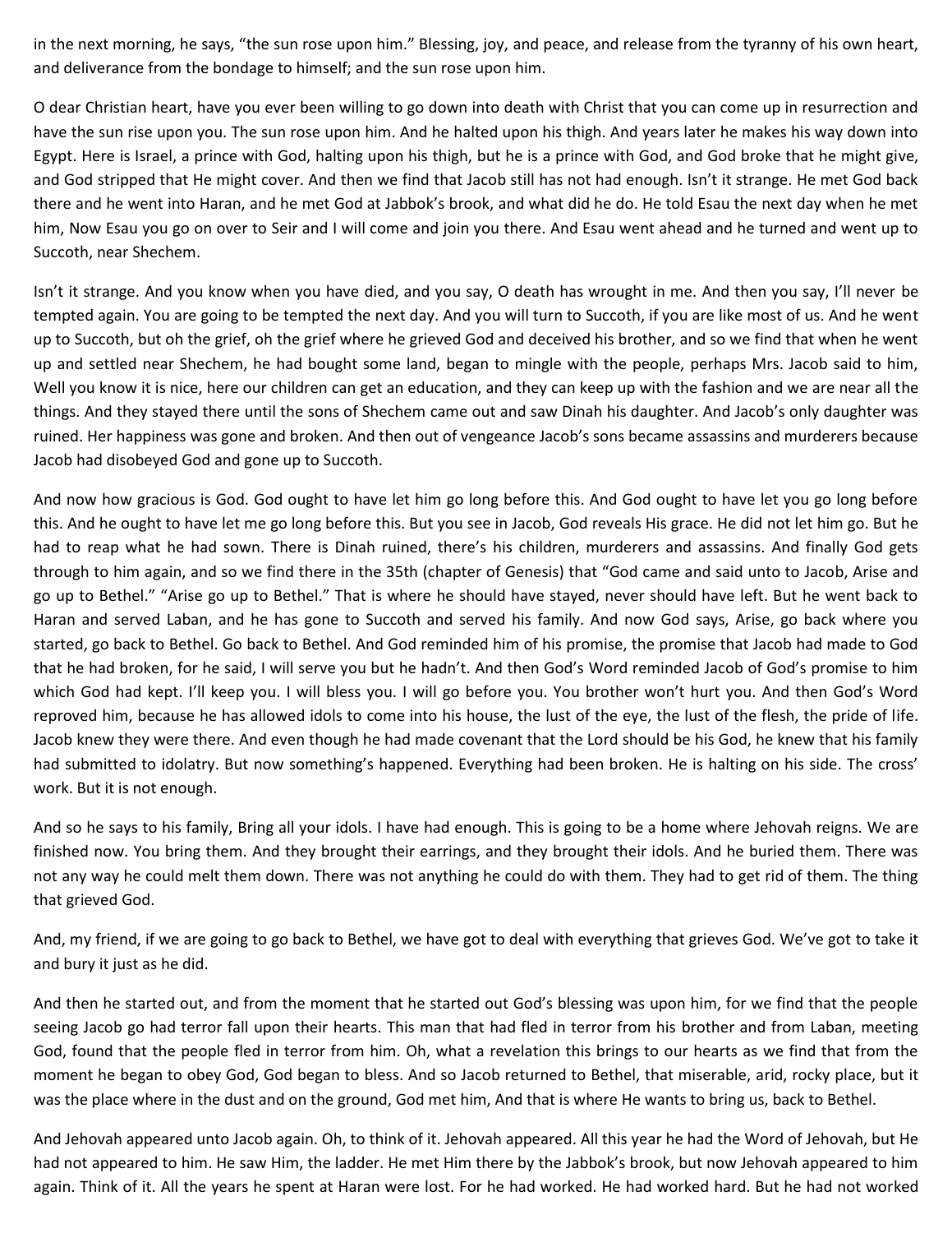in the next morning, he says, "the sun rose upon him." Blessing, joy, and peace, and release from the tyranny of his own heart, and deliverance from the bondage to himself; and the sun rose upon him.

O dear Christian heart, have you ever been willing to go down into death with Christ that you can come up in resurrection and have the sun rise upon you. The sun rose upon him. And he halted upon his thigh. And years later he makes his way down into Egypt. Here is Israel, a prince with God, halting upon his thigh, but he is a prince with God, and God broke that he might give, and God stripped that He might cover. And then we find that Jacob still has not had enough. Isn't it strange. He met God back there and he went into Haran, and he met God at Jabbok's brook, and what did he do. He told Esau the next day when he met him, Now Esau you go on over to Seir and I will come and join you there. And Esau went ahead and he turned and went up to Succoth, near Shechem.

Isn't it strange. And you know when you have died, and you say, O death has wrought in me. And then you say, I'll never be tempted again. You are going to be tempted the next day. And you will turn to Succoth, if you are like most of us. And he went up to Succoth, but oh the grief, oh the grief where he grieved God and deceived his brother, and so we find that when he went up and settled near Shechem, he had bought some land, began to mingle with the people, perhaps Mrs. Jacob said to him, Well you know it is nice, here our children can get an education, and they can keep up with the fashion and we are near all the things. And they stayed there until the sons of Shechem came out and saw Dinah his daughter. And Jacob's only daughter was ruined. Her happiness was gone and broken. And then out of vengeance Jacob's sons became assassins and murderers because Jacob had disobeyed God and gone up to Succoth.

And now how gracious is God. God ought to have let him go long before this. And God ought to have let you go long before this. And he ought to have let me go long before this. But you see in Jacob, God reveals His grace. He did not let him go. But he had to reap what he had sown. There is Dinah ruined, there's his children, murderers and assassins. And finally God gets through to him again, and so we find there in the 35th (chapter of Genesis) that "God came and said unto to Jacob, Arise and go up to Bethel." "Arise go up to Bethel." That is where he should have stayed, never should have left. But he went back to Haran and served Laban, and he has gone to Succoth and served his family. And now God says, Arise, go back where you started, go back to Bethel. Go back to Bethel. And God reminded him of his promise, the promise that Jacob had made to God that he had broken, for he said, I will serve you but he hadn't. And then God's Word reminded Jacob of God's promise to him which God had kept. I'll keep you. I will bless you. I will go before you. You brother won't hurt you. And then God's Word reproved him, because he has allowed idols to come into his house, the lust of the eye, the lust of the flesh, the pride of life. Jacob knew they were there. And even though he had made covenant that the Lord should be his God, he knew that his family had submitted to idolatry. But now something's happened. Everything had been broken. He is halting on his side. The cross' work. But it is not enough.

And so he says to his family, Bring all your idols. I have had enough. This is going to be a home where Jehovah reigns. We are finished now. You bring them. And they brought their earrings, and they brought their idols. And he buried them. There was not any way he could melt them down. There was not anything he could do with them. They had to get rid of them. The thing that grieved God.

And, my friend, if we are going to go back to Bethel, we have got to deal with everything that grieves God. We've got to take it and bury it just as he did.

And then he started out, and from the moment that he started out God's blessing was upon him, for we find that the people seeing Jacob go had terror fall upon their hearts. This man that had fled in terror from his brother and from Laban, meeting God, found that the people fled in terror from him. Oh, what a revelation this brings to our hearts as we find that from the moment he began to obey God, God began to bless. And so Jacob returned to Bethel, that miserable, arid, rocky place, but it was the place where in the dust and on the ground, God met him, And that is where He wants to bring us, back to Bethel.

And Jehovah appeared unto Jacob again. Oh, to think of it. Jehovah appeared. All this year he had the Word of Jehovah, but He had not appeared to him. He saw Him, the ladder. He met Him there by the Jabbok's brook, but now Jehovah appeared to him again. Think of it. All the years he spent at Haran were lost. For he had worked. He had worked hard. But he had not worked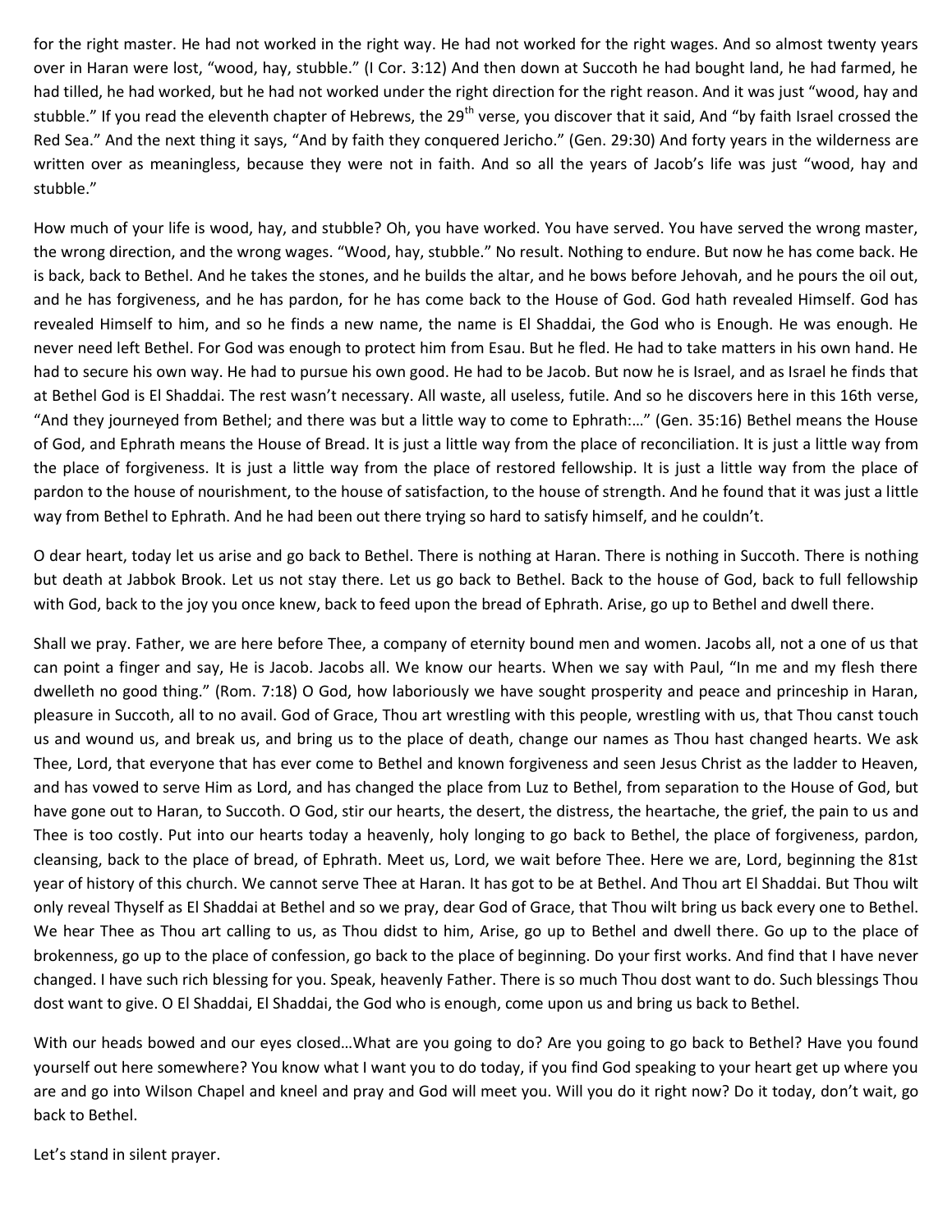for the right master. He had not worked in the right way. He had not worked for the right wages. And so almost twenty years over in Haran were lost, "wood, hay, stubble." (I Cor. 3:12) And then down at Succoth he had bought land, he had farmed, he had tilled, he had worked, but he had not worked under the right direction for the right reason. And it was just "wood, hay and stubble." If you read the eleventh chapter of Hebrews, the 29th verse, you discover that it said, And "by faith Israel crossed the Red Sea." And the next thing it says, "And by faith they conquered Jericho." (Gen. 29:30) And forty years in the wilderness are written over as meaningless, because they were not in faith. And so all the years of Jacob's life was just "wood, hay and stubble."

How much of your life is wood, hay, and stubble? Oh, you have worked. You have served. You have served the wrong master, the wrong direction, and the wrong wages. "Wood, hay, stubble." No result. Nothing to endure. But now he has come back. He is back, back to Bethel. And he takes the stones, and he builds the altar, and he bows before Jehovah, and he pours the oil out, and he has forgiveness, and he has pardon, for he has come back to the House of God. God hath revealed Himself. God has revealed Himself to him, and so he finds a new name, the name is El Shaddai, the God who is Enough. He was enough. He never need left Bethel. For God was enough to protect him from Esau. But he fled. He had to take matters in his own hand. He had to secure his own way. He had to pursue his own good. He had to be Jacob. But now he is Israel, and as Israel he finds that at Bethel God is El Shaddai. The rest wasn't necessary. All waste, all useless, futile. And so he discovers here in this 16th verse, "And they journeyed from Bethel; and there was but a little way to come to Ephrath:…" (Gen. 35:16) Bethel means the House of God, and Ephrath means the House of Bread. It is just a little way from the place of reconciliation. It is just a little way from the place of forgiveness. It is just a little way from the place of restored fellowship. It is just a little way from the place of pardon to the house of nourishment, to the house of satisfaction, to the house of strength. And he found that it was just a little way from Bethel to Ephrath. And he had been out there trying so hard to satisfy himself, and he couldn't.

O dear heart, today let us arise and go back to Bethel. There is nothing at Haran. There is nothing in Succoth. There is nothing but death at Jabbok Brook. Let us not stay there. Let us go back to Bethel. Back to the house of God, back to full fellowship with God, back to the joy you once knew, back to feed upon the bread of Ephrath. Arise, go up to Bethel and dwell there.

Shall we pray. Father, we are here before Thee, a company of eternity bound men and women. Jacobs all, not a one of us that can point a finger and say, He is Jacob. Jacobs all. We know our hearts. When we say with Paul, "In me and my flesh there dwelleth no good thing." (Rom. 7:18) O God, how laboriously we have sought prosperity and peace and princeship in Haran, pleasure in Succoth, all to no avail. God of Grace, Thou art wrestling with this people, wrestling with us, that Thou canst touch us and wound us, and break us, and bring us to the place of death, change our names as Thou hast changed hearts. We ask Thee, Lord, that everyone that has ever come to Bethel and known forgiveness and seen Jesus Christ as the ladder to Heaven, and has vowed to serve Him as Lord, and has changed the place from Luz to Bethel, from separation to the House of God, but have gone out to Haran, to Succoth. O God, stir our hearts, the desert, the distress, the heartache, the grief, the pain to us and Thee is too costly. Put into our hearts today a heavenly, holy longing to go back to Bethel, the place of forgiveness, pardon, cleansing, back to the place of bread, of Ephrath. Meet us, Lord, we wait before Thee. Here we are, Lord, beginning the 81st year of history of this church. We cannot serve Thee at Haran. It has got to be at Bethel. And Thou art El Shaddai. But Thou wilt only reveal Thyself as El Shaddai at Bethel and so we pray, dear God of Grace, that Thou wilt bring us back every one to Bethel. We hear Thee as Thou art calling to us, as Thou didst to him, Arise, go up to Bethel and dwell there. Go up to the place of brokenness, go up to the place of confession, go back to the place of beginning. Do your first works. And find that I have never changed. I have such rich blessing for you. Speak, heavenly Father. There is so much Thou dost want to do. Such blessings Thou dost want to give. O El Shaddai, El Shaddai, the God who is enough, come upon us and bring us back to Bethel.

With our heads bowed and our eyes closed…What are you going to do? Are you going to go back to Bethel? Have you found yourself out here somewhere? You know what I want you to do today, if you find God speaking to your heart get up where you are and go into Wilson Chapel and kneel and pray and God will meet you. Will you do it right now? Do it today, don't wait, go back to Bethel.

Let's stand in silent prayer.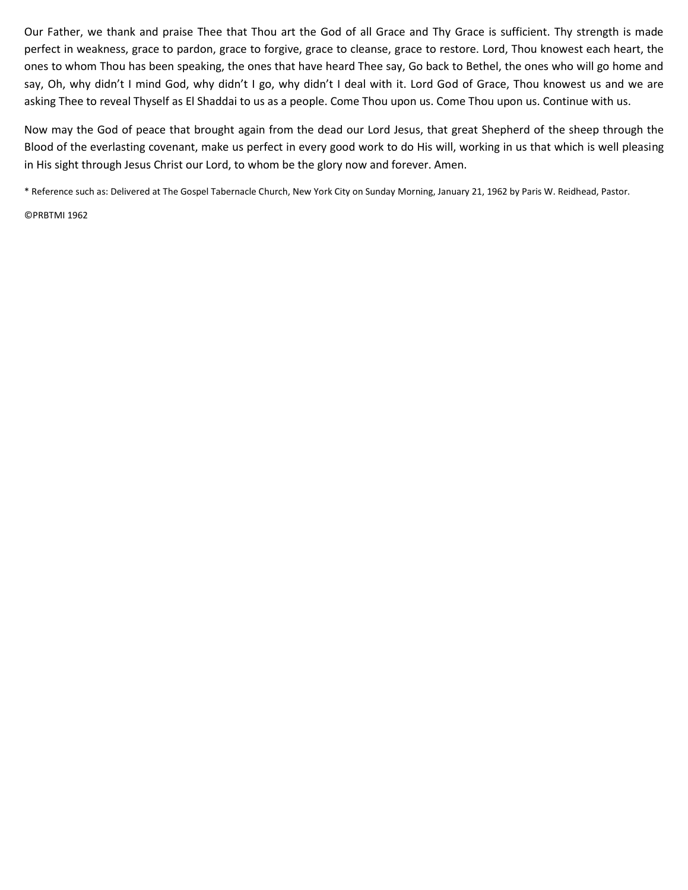Our Father, we thank and praise Thee that Thou art the God of all Grace and Thy Grace is sufficient. Thy strength is made perfect in weakness, grace to pardon, grace to forgive, grace to cleanse, grace to restore. Lord, Thou knowest each heart, the ones to whom Thou has been speaking, the ones that have heard Thee say, Go back to Bethel, the ones who will go home and say, Oh, why didn't I mind God, why didn't I go, why didn't I deal with it. Lord God of Grace, Thou knowest us and we are asking Thee to reveal Thyself as El Shaddai to us as a people. Come Thou upon us. Come Thou upon us. Continue with us.

Now may the God of peace that brought again from the dead our Lord Jesus, that great Shepherd of the sheep through the Blood of the everlasting covenant, make us perfect in every good work to do His will, working in us that which is well pleasing in His sight through Jesus Christ our Lord, to whom be the glory now and forever. Amen.

* Reference such as: Delivered at The Gospel Tabernacle Church, New York City on Sunday Morning, January 21, 1962 by Paris W. Reidhead, Pastor.

©PRBTMI 1962